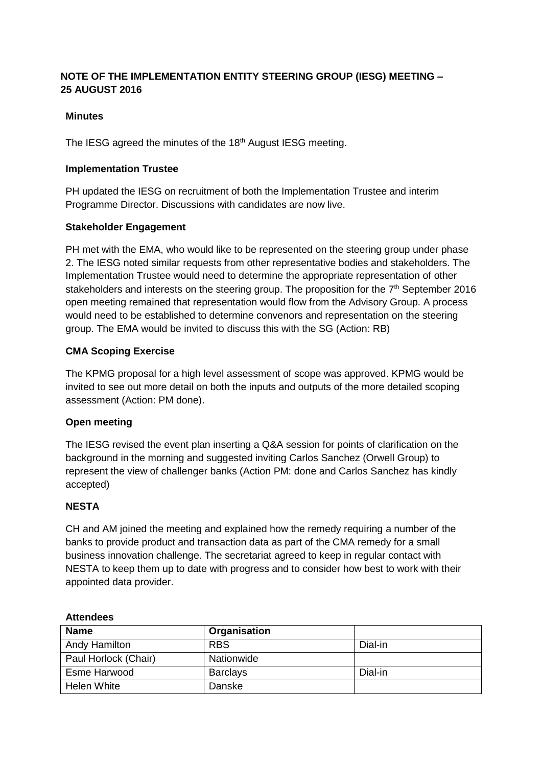# NOTE OF THE IMPLEMENTATION ENTITY STEERING GROUP (IESG) MEETING – 25 AUGUST 2016

## Minutes

The IESG agreed the minutes of the 18th August IESG meeting.

## Implementation Trustee

PH updated the IESG on recruitment of both the Implementation Trustee and interim Programme Director. Discussions with candidates are now live.

## Stakeholder Engagement

PH met with the EMA, who would like to be represented on the steering group under phase 2. The IESG noted similar requests from other representative bodies and stakeholders. The Implementation Trustee would need to determine the appropriate representation of other stakeholders and interests on the steering group. The proposition for the 7th September 2016 open meeting remained that representation would flow from the Advisory Group. A process would need to be established to determine convenors and representation on the steering group. The EMA would be invited to discuss this with the SG (Action: RB)

## CMA Scoping Exercise

The KPMG proposal for a high level assessment of scope was approved. KPMG would be invited to see out more detail on both the inputs and outputs of the more detailed scoping assessment (Action: PM done).

## Open meeting

The IESG revised the event plan inserting a Q&A session for points of clarification on the background in the morning and suggested inviting Carlos Sanchez (Orwell Group) to represent the view of challenger banks (Action PM: done and Carlos Sanchez has kindly accepted)

## NESTA

CH and AM joined the meeting and explained how the remedy requiring a number of the banks to provide product and transaction data as part of the CMA remedy for a small business innovation challenge. The secretariat agreed to keep in regular contact with NESTA to keep them up to date with progress and to consider how best to work with their appointed data provider.

## Attendees

| Name | Organisation | |
|---|---|---|
| Andy Hamilton | RBS | Dial-in |
| Paul Horlock (Chair) | Nationwide | |
| Esme Harwood | Barclays | Dial-in |
| Helen White | Danske | |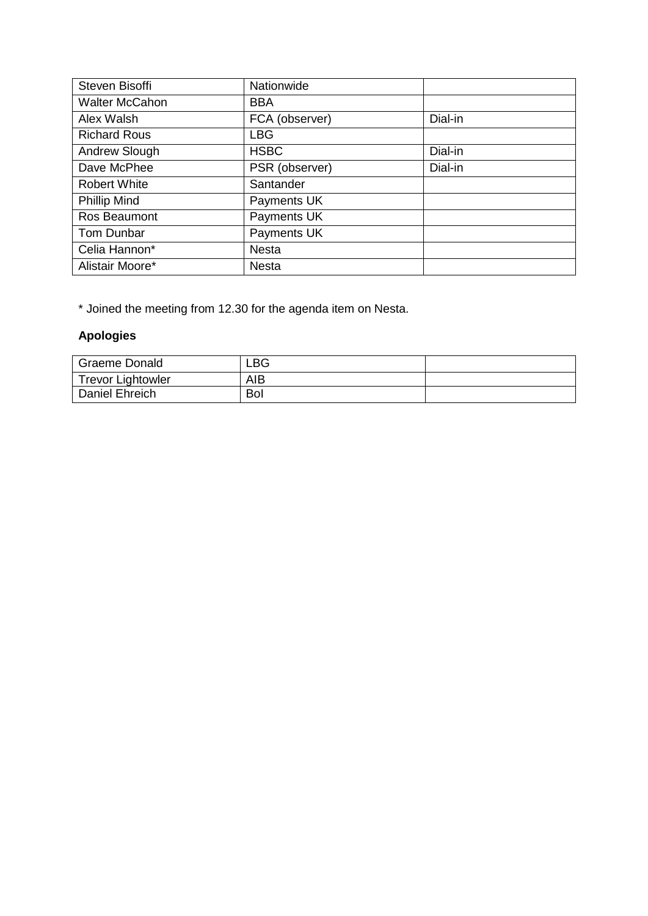| | | |
|---|---|---|
| Steven Bisoffi | Nationwide | |
| Walter McCahon | BBA | |
| Alex Walsh | FCA (observer) | Dial-in |
| Richard Rous | LBG | |
| Andrew Slough | HSBC | Dial-in |
| Dave McPhee | PSR (observer) | Dial-in |
| Robert White | Santander | |
| Phillip Mind | Payments UK | |
| Ros Beaumont | Payments UK | |
| Tom Dunbar | Payments UK | |
| Celia Hannon* | Nesta | |
| Alistair Moore* | Nesta | |

* Joined the meeting from 12.30 for the agenda item on Nesta.

**Apologies**

| | | |
|---|---|---|
| Graeme Donald | LBG | |
| Trevor Lightowler | AIB | |
| Daniel Ehreich | BoI | |